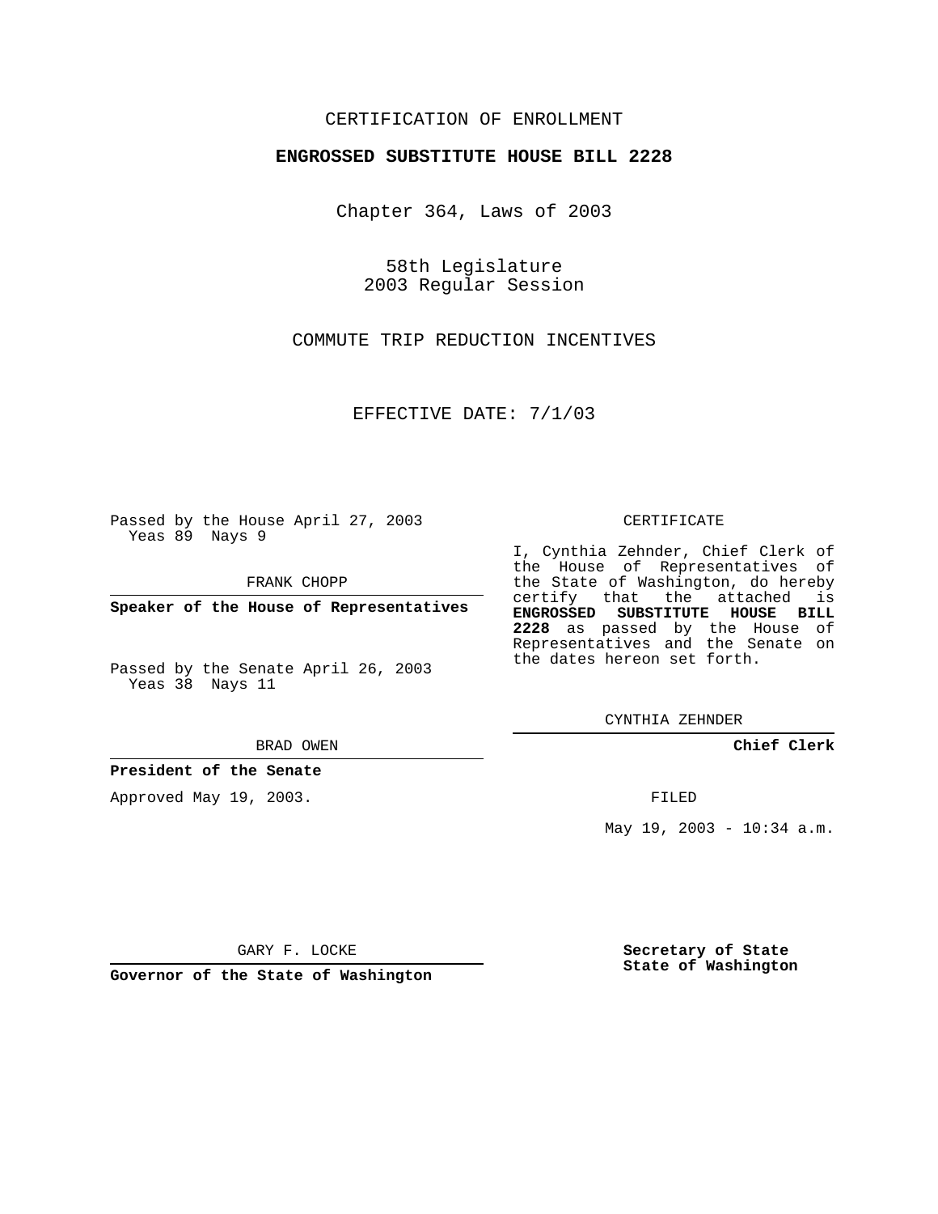CERTIFICATION OF ENROLLMENT

**ENGROSSED SUBSTITUTE HOUSE BILL 2228**

Chapter 364, Laws of 2003

58th Legislature
2003 Regular Session

COMMUTE TRIP REDUCTION INCENTIVES

EFFECTIVE DATE: 7/1/03

Passed by the House April 27, 2003
Yeas 89 Nays 9

FRANK CHOPP

**Speaker of the House of Representatives**

Passed by the Senate April 26, 2003
Yeas 38 Nays 11

BRAD OWEN

**President of the Senate**

Approved May 19, 2003.

GARY F. LOCKE

**Governor of the State of Washington**

CERTIFICATE

I, Cynthia Zehnder, Chief Clerk of the House of Representatives of the State of Washington, do hereby certify that the attached is **ENGROSSED SUBSTITUTE HOUSE BILL 2228** as passed by the House of Representatives and the Senate on the dates hereon set forth.

CYNTHIA ZEHNDER

**Chief Clerk**

FILED

May 19, 2003 - 10:34 a.m.

**Secretary of State**
**State of Washington**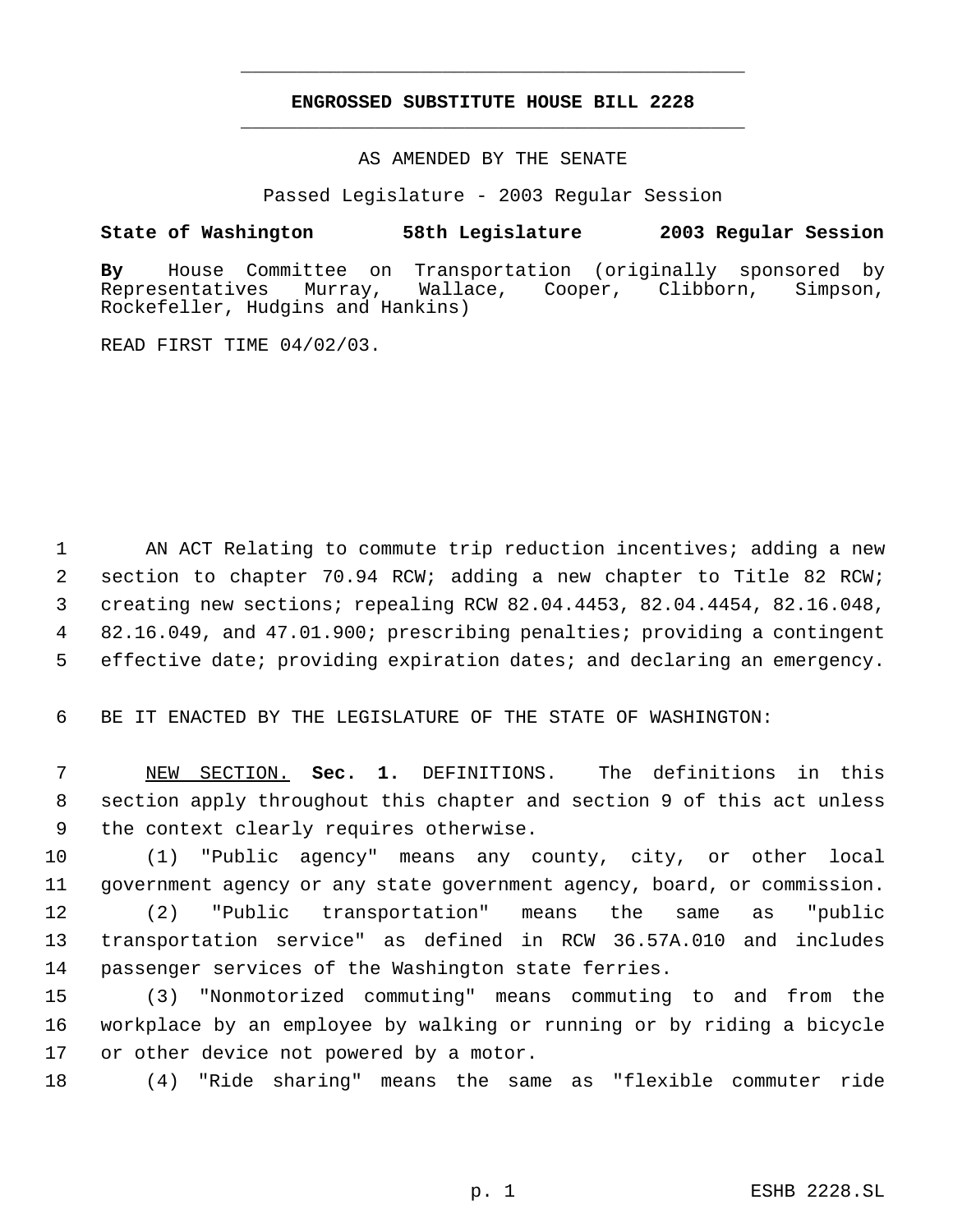# ENGROSSED SUBSTITUTE HOUSE BILL 2228

AS AMENDED BY THE SENATE

Passed Legislature - 2003 Regular Session

**State of Washington 58th Legislature 2003 Regular Session**

**By** House Committee on Transportation (originally sponsored by Representatives Murray, Wallace, Cooper, Clibborn, Simpson, Rockefeller, Hudgins and Hankins)

READ FIRST TIME 04/02/03.

AN ACT Relating to commute trip reduction incentives; adding a new section to chapter 70.94 RCW; adding a new chapter to Title 82 RCW; creating new sections; repealing RCW 82.04.4453, 82.04.4454, 82.16.048, 82.16.049, and 47.01.900; prescribing penalties; providing a contingent effective date; providing expiration dates; and declaring an emergency.

BE IT ENACTED BY THE LEGISLATURE OF THE STATE OF WASHINGTON:

NEW SECTION. **Sec. 1.** DEFINITIONS. The definitions in this section apply throughout this chapter and section 9 of this act unless the context clearly requires otherwise.

(1) "Public agency" means any county, city, or other local government agency or any state government agency, board, or commission.

(2) "Public transportation" means the same as "public transportation service" as defined in RCW 36.57A.010 and includes passenger services of the Washington state ferries.

(3) "Nonmotorized commuting" means commuting to and from the workplace by an employee by walking or running or by riding a bicycle or other device not powered by a motor.

(4) "Ride sharing" means the same as "flexible commuter ride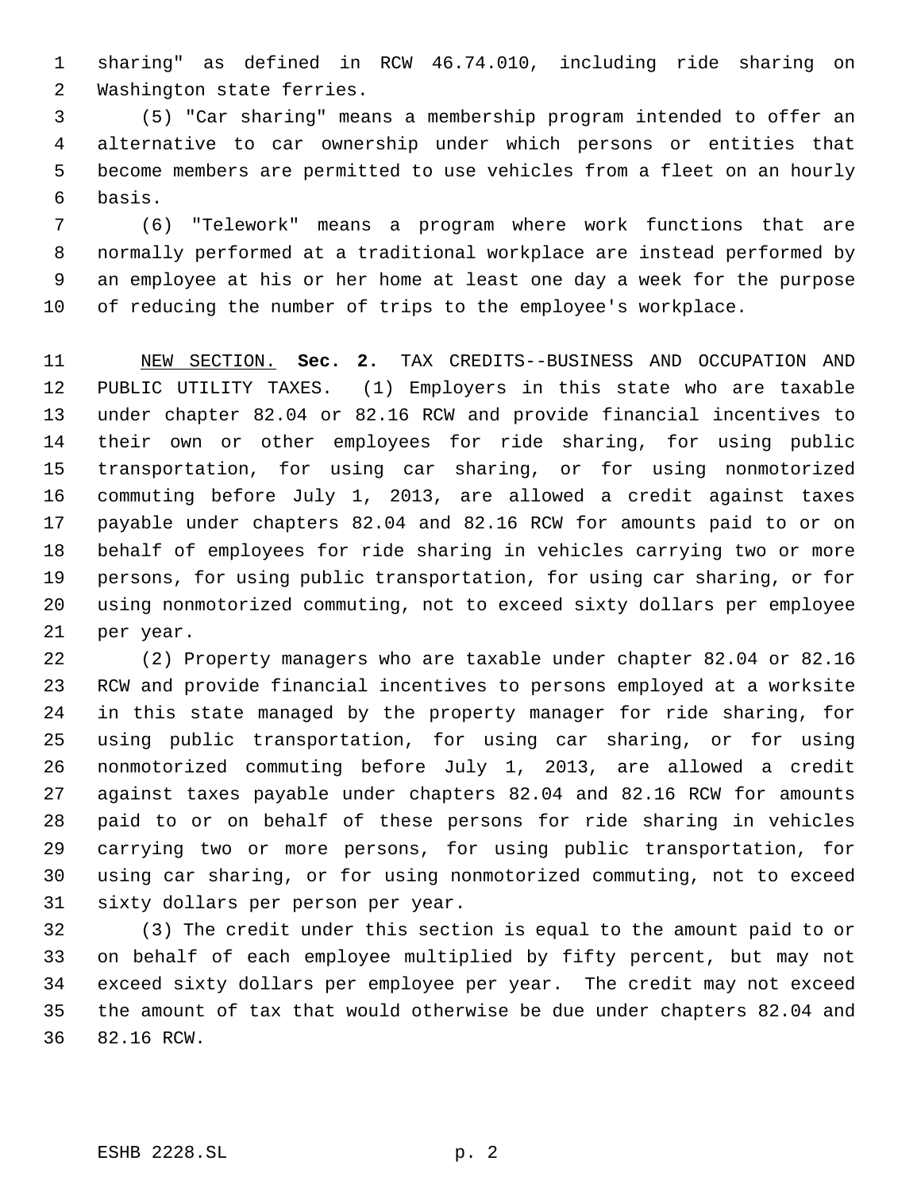sharing" as defined in RCW 46.74.010, including ride sharing on Washington state ferries.

(5) "Car sharing" means a membership program intended to offer an alternative to car ownership under which persons or entities that become members are permitted to use vehicles from a fleet on an hourly basis.

(6) "Telework" means a program where work functions that are normally performed at a traditional workplace are instead performed by an employee at his or her home at least one day a week for the purpose of reducing the number of trips to the employee's workplace.

NEW SECTION. **Sec. 2.** TAX CREDITS--BUSINESS AND OCCUPATION AND PUBLIC UTILITY TAXES. (1) Employers in this state who are taxable under chapter 82.04 or 82.16 RCW and provide financial incentives to their own or other employees for ride sharing, for using public transportation, for using car sharing, or for using nonmotorized commuting before July 1, 2013, are allowed a credit against taxes payable under chapters 82.04 and 82.16 RCW for amounts paid to or on behalf of employees for ride sharing in vehicles carrying two or more persons, for using public transportation, for using car sharing, or for using nonmotorized commuting, not to exceed sixty dollars per employee per year.

(2) Property managers who are taxable under chapter 82.04 or 82.16 RCW and provide financial incentives to persons employed at a worksite in this state managed by the property manager for ride sharing, for using public transportation, for using car sharing, or for using nonmotorized commuting before July 1, 2013, are allowed a credit against taxes payable under chapters 82.04 and 82.16 RCW for amounts paid to or on behalf of these persons for ride sharing in vehicles carrying two or more persons, for using public transportation, for using car sharing, or for using nonmotorized commuting, not to exceed sixty dollars per person per year.

(3) The credit under this section is equal to the amount paid to or on behalf of each employee multiplied by fifty percent, but may not exceed sixty dollars per employee per year. The credit may not exceed the amount of tax that would otherwise be due under chapters 82.04 and 82.16 RCW.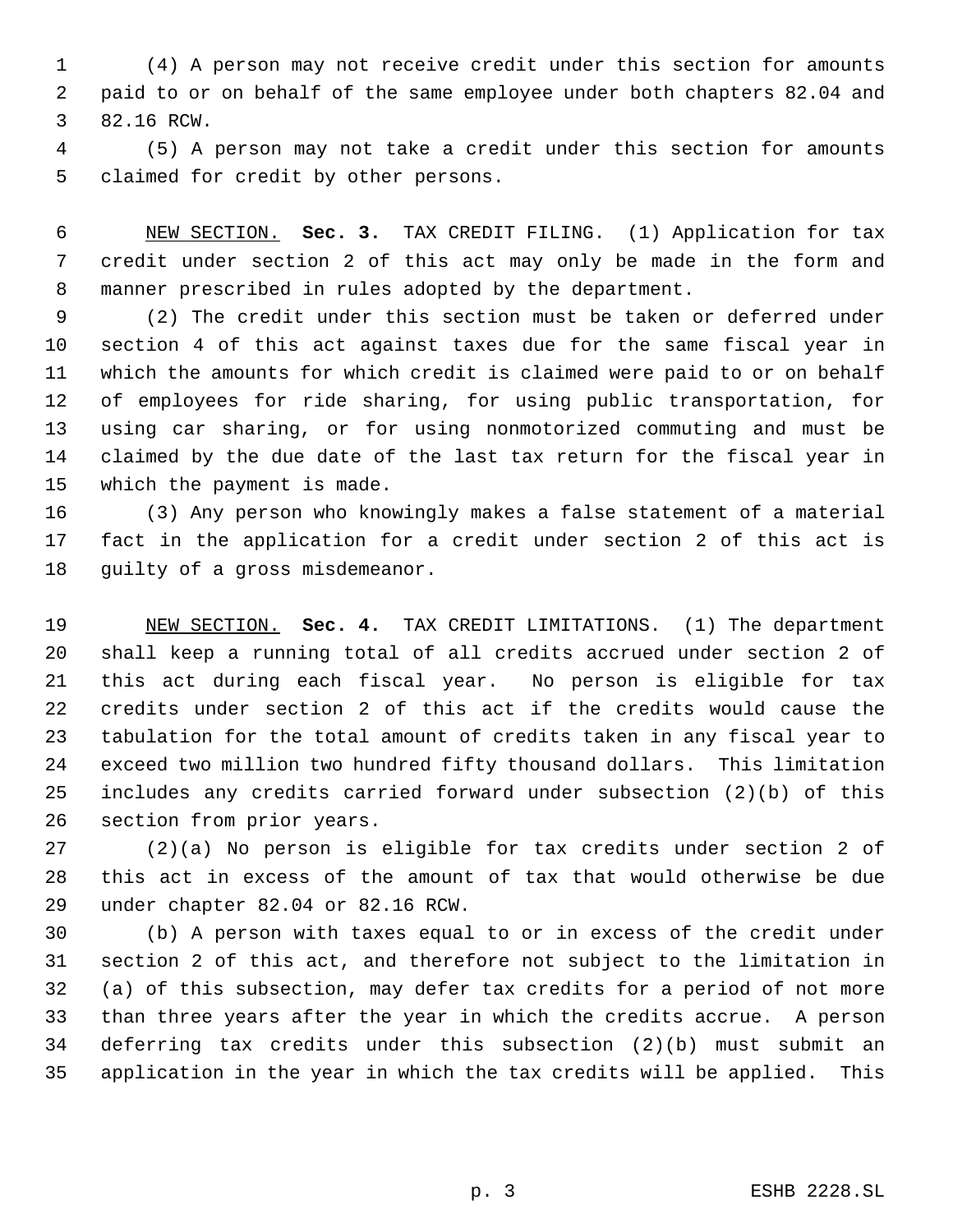(4) A person may not receive credit under this section for amounts paid to or on behalf of the same employee under both chapters 82.04 and 82.16 RCW.

(5) A person may not take a credit under this section for amounts claimed for credit by other persons.

NEW SECTION. **Sec. 3.** TAX CREDIT FILING. (1) Application for tax credit under section 2 of this act may only be made in the form and manner prescribed in rules adopted by the department.

(2) The credit under this section must be taken or deferred under section 4 of this act against taxes due for the same fiscal year in which the amounts for which credit is claimed were paid to or on behalf of employees for ride sharing, for using public transportation, for using car sharing, or for using nonmotorized commuting and must be claimed by the due date of the last tax return for the fiscal year in which the payment is made.

(3) Any person who knowingly makes a false statement of a material fact in the application for a credit under section 2 of this act is guilty of a gross misdemeanor.

NEW SECTION. **Sec. 4.** TAX CREDIT LIMITATIONS. (1) The department shall keep a running total of all credits accrued under section 2 of this act during each fiscal year. No person is eligible for tax credits under section 2 of this act if the credits would cause the tabulation for the total amount of credits taken in any fiscal year to exceed two million two hundred fifty thousand dollars. This limitation includes any credits carried forward under subsection (2)(b) of this section from prior years.

(2)(a) No person is eligible for tax credits under section 2 of this act in excess of the amount of tax that would otherwise be due under chapter 82.04 or 82.16 RCW.

(b) A person with taxes equal to or in excess of the credit under section 2 of this act, and therefore not subject to the limitation in (a) of this subsection, may defer tax credits for a period of not more than three years after the year in which the credits accrue. A person deferring tax credits under this subsection (2)(b) must submit an application in the year in which the tax credits will be applied. This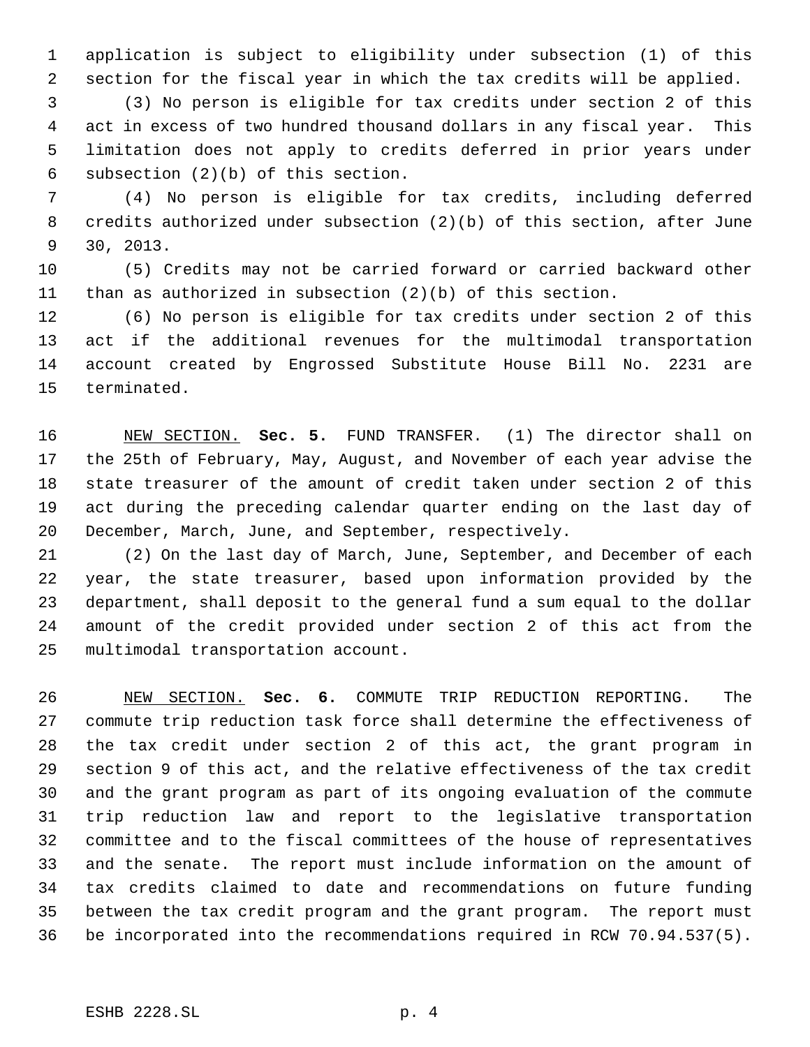application is subject to eligibility under subsection (1) of this section for the fiscal year in which the tax credits will be applied.

(3) No person is eligible for tax credits under section 2 of this act in excess of two hundred thousand dollars in any fiscal year. This limitation does not apply to credits deferred in prior years under subsection (2)(b) of this section.

(4) No person is eligible for tax credits, including deferred credits authorized under subsection (2)(b) of this section, after June 30, 2013.

(5) Credits may not be carried forward or carried backward other than as authorized in subsection (2)(b) of this section.

(6) No person is eligible for tax credits under section 2 of this act if the additional revenues for the multimodal transportation account created by Engrossed Substitute House Bill No. 2231 are terminated.

NEW SECTION. **Sec. 5.** FUND TRANSFER. (1) The director shall on the 25th of February, May, August, and November of each year advise the state treasurer of the amount of credit taken under section 2 of this act during the preceding calendar quarter ending on the last day of December, March, June, and September, respectively.

(2) On the last day of March, June, September, and December of each year, the state treasurer, based upon information provided by the department, shall deposit to the general fund a sum equal to the dollar amount of the credit provided under section 2 of this act from the multimodal transportation account.

NEW SECTION. **Sec. 6.** COMMUTE TRIP REDUCTION REPORTING. The commute trip reduction task force shall determine the effectiveness of the tax credit under section 2 of this act, the grant program in section 9 of this act, and the relative effectiveness of the tax credit and the grant program as part of its ongoing evaluation of the commute trip reduction law and report to the legislative transportation committee and to the fiscal committees of the house of representatives and the senate. The report must include information on the amount of tax credits claimed to date and recommendations on future funding between the tax credit program and the grant program. The report must be incorporated into the recommendations required in RCW 70.94.537(5).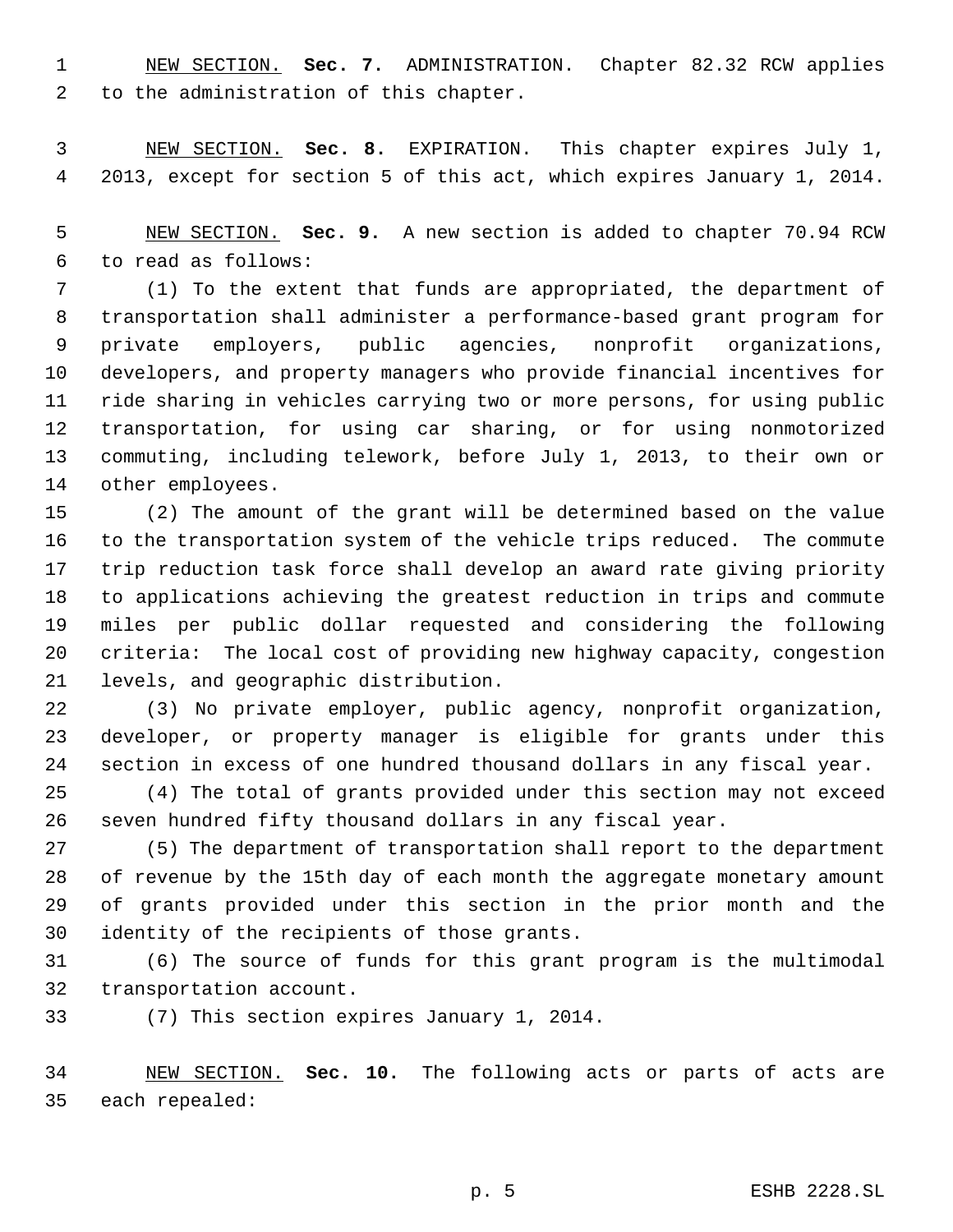NEW SECTION. **Sec. 7.** ADMINISTRATION. Chapter 82.32 RCW applies to the administration of this chapter.

NEW SECTION. **Sec. 8.** EXPIRATION. This chapter expires July 1, 2013, except for section 5 of this act, which expires January 1, 2014.

NEW SECTION. **Sec. 9.** A new section is added to chapter 70.94 RCW to read as follows:

(1) To the extent that funds are appropriated, the department of transportation shall administer a performance-based grant program for private employers, public agencies, nonprofit organizations, developers, and property managers who provide financial incentives for ride sharing in vehicles carrying two or more persons, for using public transportation, for using car sharing, or for using nonmotorized commuting, including telework, before July 1, 2013, to their own or other employees.

(2) The amount of the grant will be determined based on the value to the transportation system of the vehicle trips reduced. The commute trip reduction task force shall develop an award rate giving priority to applications achieving the greatest reduction in trips and commute miles per public dollar requested and considering the following criteria: The local cost of providing new highway capacity, congestion levels, and geographic distribution.

(3) No private employer, public agency, nonprofit organization, developer, or property manager is eligible for grants under this section in excess of one hundred thousand dollars in any fiscal year.

(4) The total of grants provided under this section may not exceed seven hundred fifty thousand dollars in any fiscal year.

(5) The department of transportation shall report to the department of revenue by the 15th day of each month the aggregate monetary amount of grants provided under this section in the prior month and the identity of the recipients of those grants.

(6) The source of funds for this grant program is the multimodal transportation account.

(7) This section expires January 1, 2014.

NEW SECTION. **Sec. 10.** The following acts or parts of acts are each repealed: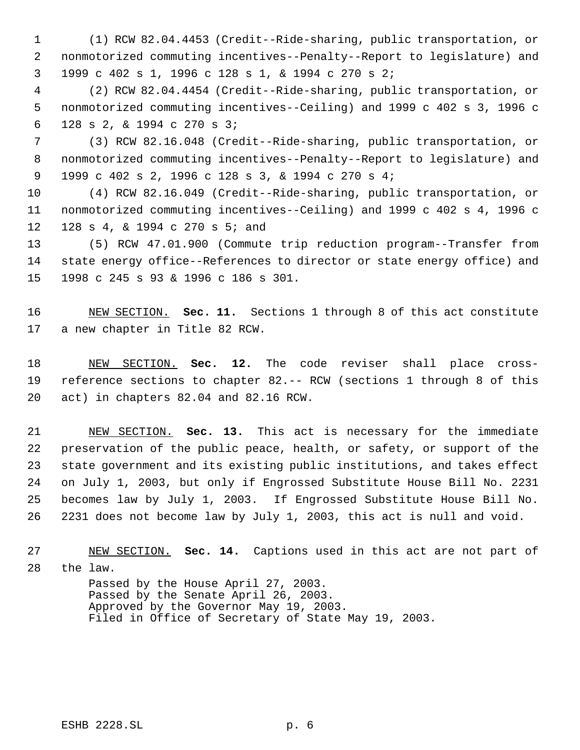(1) RCW 82.04.4453 (Credit--Ride-sharing, public transportation, or nonmotorized commuting incentives--Penalty--Report to legislature) and 1999 c 402 s 1, 1996 c 128 s 1, & 1994 c 270 s 2;

(2) RCW 82.04.4454 (Credit--Ride-sharing, public transportation, or nonmotorized commuting incentives--Ceiling) and 1999 c 402 s 3, 1996 c 128 s 2, & 1994 c 270 s 3;

(3) RCW 82.16.048 (Credit--Ride-sharing, public transportation, or nonmotorized commuting incentives--Penalty--Report to legislature) and 1999 c 402 s 2, 1996 c 128 s 3, & 1994 c 270 s 4;

(4) RCW 82.16.049 (Credit--Ride-sharing, public transportation, or nonmotorized commuting incentives--Ceiling) and 1999 c 402 s 4, 1996 c 128 s 4, & 1994 c 270 s 5; and

(5) RCW 47.01.900 (Commute trip reduction program--Transfer from state energy office--References to director or state energy office) and 1998 c 245 s 93 & 1996 c 186 s 301.

NEW SECTION. **Sec. 11.** Sections 1 through 8 of this act constitute a new chapter in Title 82 RCW.

NEW SECTION. **Sec. 12.** The code reviser shall place cross-reference sections to chapter 82.-- RCW (sections 1 through 8 of this act) in chapters 82.04 and 82.16 RCW.

NEW SECTION. **Sec. 13.** This act is necessary for the immediate preservation of the public peace, health, or safety, or support of the state government and its existing public institutions, and takes effect on July 1, 2003, but only if Engrossed Substitute House Bill No. 2231 becomes law by July 1, 2003. If Engrossed Substitute House Bill No. 2231 does not become law by July 1, 2003, this act is null and void.

NEW SECTION. **Sec. 14.** Captions used in this act are not part of the law.

Passed by the House April 27, 2003.
Passed by the Senate April 26, 2003.
Approved by the Governor May 19, 2003.
Filed in Office of Secretary of State May 19, 2003.